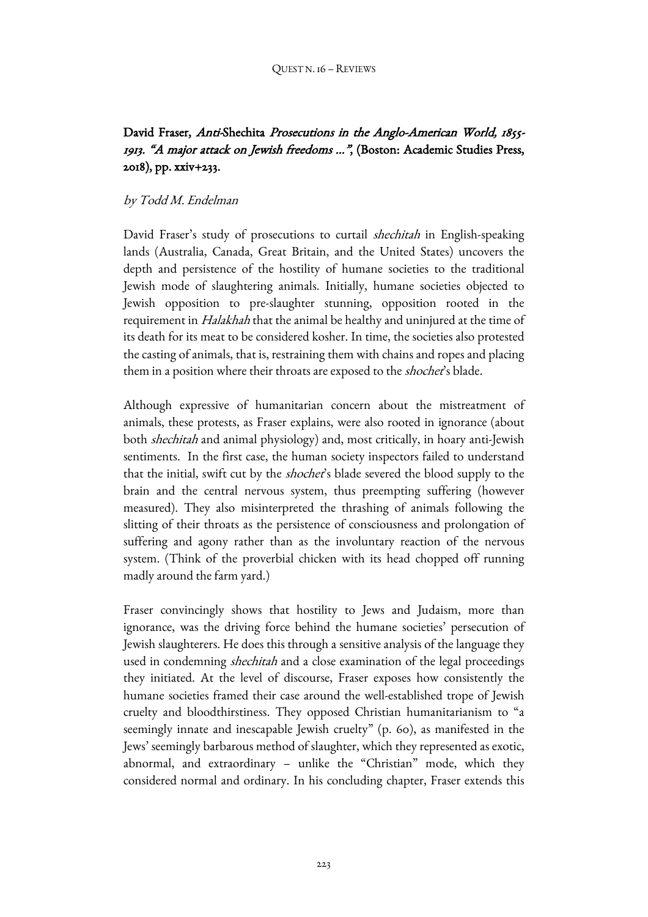**David Fraser, *Anti*-Shechita *Prosecutions in the Anglo-American World, 1855-1913. "A major attack on Jewish freedoms ..."*, (Boston: Academic Studies Press, 2018), pp. xxiv+233.**

*by Todd M. Endelman*

David Fraser's study of prosecutions to curtail *shechitah* in English-speaking lands (Australia, Canada, Great Britain, and the United States) uncovers the depth and persistence of the hostility of humane societies to the traditional Jewish mode of slaughtering animals. Initially, humane societies objected to Jewish opposition to pre-slaughter stunning, opposition rooted in the requirement in *Halakhah* that the animal be healthy and uninjured at the time of its death for its meat to be considered kosher. In time, the societies also protested the casting of animals, that is, restraining them with chains and ropes and placing them in a position where their throats are exposed to the *shochet*'s blade.

Although expressive of humanitarian concern about the mistreatment of animals, these protests, as Fraser explains, were also rooted in ignorance (about both *shechitah* and animal physiology) and, most critically, in hoary anti-Jewish sentiments. In the first case, the human society inspectors failed to understand that the initial, swift cut by the *shochet*'s blade severed the blood supply to the brain and the central nervous system, thus preempting suffering (however measured). They also misinterpreted the thrashing of animals following the slitting of their throats as the persistence of consciousness and prolongation of suffering and agony rather than as the involuntary reaction of the nervous system. (Think of the proverbial chicken with its head chopped off running madly around the farm yard.)

Fraser convincingly shows that hostility to Jews and Judaism, more than ignorance, was the driving force behind the humane societies' persecution of Jewish slaughterers. He does this through a sensitive analysis of the language they used in condemning *shechitah* and a close examination of the legal proceedings they initiated. At the level of discourse, Fraser exposes how consistently the humane societies framed their case around the well-established trope of Jewish cruelty and bloodthirstiness. They opposed Christian humanitarianism to "a seemingly innate and inescapable Jewish cruelty" (p. 60), as manifested in the Jews' seemingly barbarous method of slaughter, which they represented as exotic, abnormal, and extraordinary – unlike the "Christian" mode, which they considered normal and ordinary. In his concluding chapter, Fraser extends this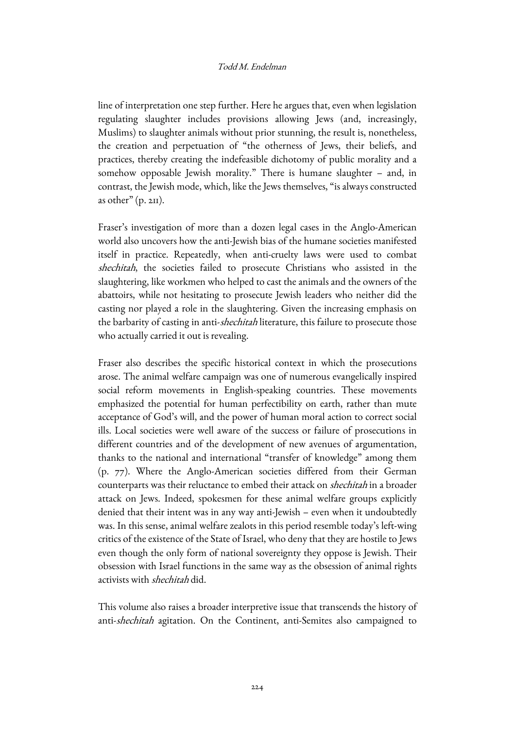line of interpretation one step further. Here he argues that, even when legislation regulating slaughter includes provisions allowing Jews (and, increasingly, Muslims) to slaughter animals without prior stunning, the result is, nonetheless, the creation and perpetuation of "the otherness of Jews, their beliefs, and practices, thereby creating the indefeasible dichotomy of public morality and a somehow opposable Jewish morality." There is humane slaughter – and, in contrast, the Jewish mode, which, like the Jews themselves, "is always constructed as other" (p. 211).

Fraser's investigation of more than a dozen legal cases in the Anglo-American world also uncovers how the anti-Jewish bias of the humane societies manifested itself in practice. Repeatedly, when anti-cruelty laws were used to combat *shechitah*, the societies failed to prosecute Christians who assisted in the slaughtering, like workmen who helped to cast the animals and the owners of the abattoirs, while not hesitating to prosecute Jewish leaders who neither did the casting nor played a role in the slaughtering. Given the increasing emphasis on the barbarity of casting in anti-*shechitah* literature, this failure to prosecute those who actually carried it out is revealing.

Fraser also describes the specific historical context in which the prosecutions arose. The animal welfare campaign was one of numerous evangelically inspired social reform movements in English-speaking countries. These movements emphasized the potential for human perfectibility on earth, rather than mute acceptance of God's will, and the power of human moral action to correct social ills. Local societies were well aware of the success or failure of prosecutions in different countries and of the development of new avenues of argumentation, thanks to the national and international "transfer of knowledge" among them (p. 77). Where the Anglo-American societies differed from their German counterparts was their reluctance to embed their attack on *shechitah* in a broader attack on Jews. Indeed, spokesmen for these animal welfare groups explicitly denied that their intent was in any way anti-Jewish – even when it undoubtedly was. In this sense, animal welfare zealots in this period resemble today's left-wing critics of the existence of the State of Israel, who deny that they are hostile to Jews even though the only form of national sovereignty they oppose is Jewish. Their obsession with Israel functions in the same way as the obsession of animal rights activists with *shechitah* did.

This volume also raises a broader interpretive issue that transcends the history of anti-*shechitah* agitation. On the Continent, anti-Semites also campaigned to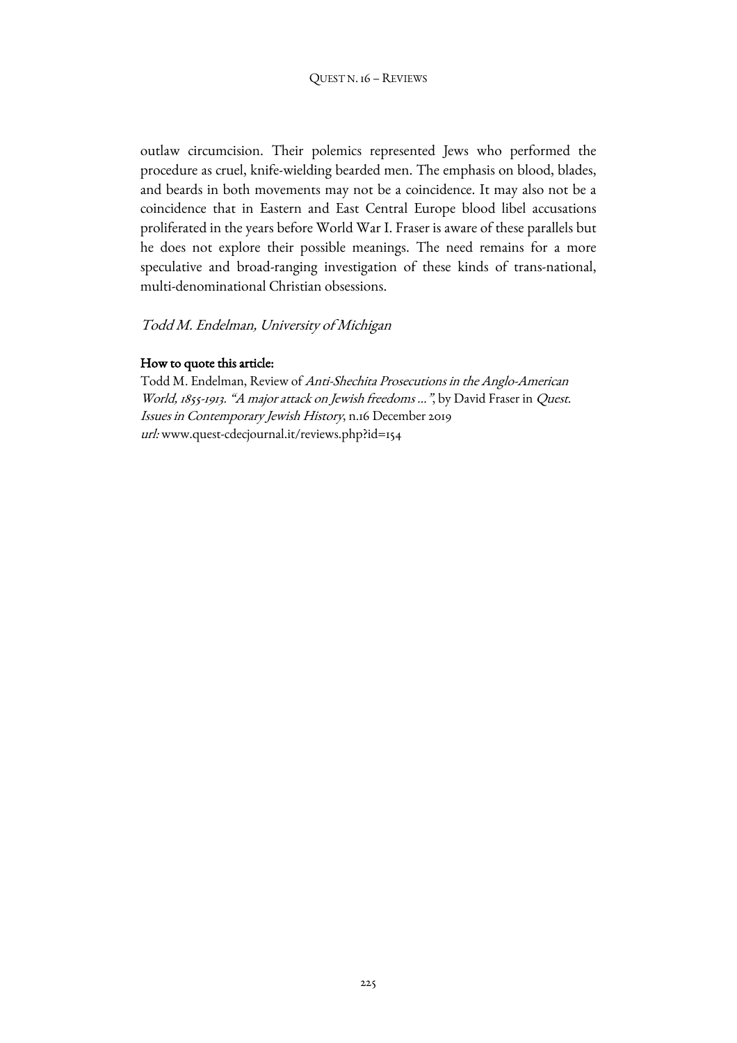outlaw circumcision. Their polemics represented Jews who performed the procedure as cruel, knife-wielding bearded men. The emphasis on blood, blades, and beards in both movements may not be a coincidence. It may also not be a coincidence that in Eastern and East Central Europe blood libel accusations proliferated in the years before World War I. Fraser is aware of these parallels but he does not explore their possible meanings. The need remains for a more speculative and broad-ranging investigation of these kinds of trans-national, multi-denominational Christian obsessions.

*Todd M. Endelman, University of Michigan*

**How to quote this article:**

Todd M. Endelman, Review of *Anti-Shechita Prosecutions in the Anglo-American World, 1855-1913. "A major attack on Jewish freedoms ..."*, by David Fraser in *Quest. Issues in Contemporary Jewish History*, n.16 December 2019
*url:* www.quest-cdecjournal.it/reviews.php?id=154